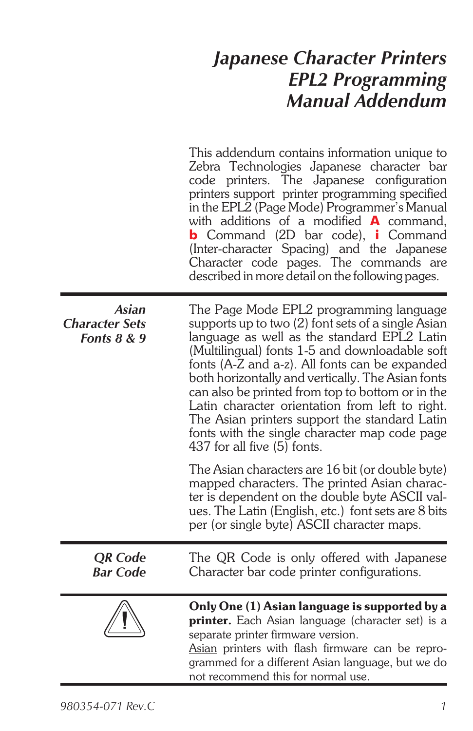# *Japanese Character Printers EPL2 Programming Manual Addendum*

This addendum contains information unique to Zebra Technologies Japanese character bar code printers. The Japanese configuration printers support printer programming specified in the EPL2 (Page Mode) Programmer's Manual with additions of a modified **A** command, **b** Command (2D bar code), **i** Command (Inter-character Spacing) and the Japanese Character code pages. The commands are described in more detail on the following pages.

---

### *Asian Character Sets Fonts 8 & 9*

The Page Mode EPL2 programming language supports up to two (2) font sets of a single Asian language as well as the standard EPL2 Latin (Multilingual) fonts 1-5 and downloadable soft fonts (A-Z and a-z). All fonts can be expanded both horizontally and vertically. The Asian fonts can also be printed from top to bottom or in the Latin character orientation from left to right. The Asian printers support the standard Latin fonts with the single character map code page 437 for all five (5) fonts.

The Asian characters are 16 bit (or double byte) mapped characters. The printed Asian character is dependent on the double byte ASCII values. The Latin (English, etc.) font sets are 8 bits per (or single byte) ASCII character maps.

---

### *QR Code Bar Code*

The QR Code is only offered with Japanese Character bar code printer configurations.

---

⚠ **Only One (1) Asian language is supported by a printer.** Each Asian language (character set) is a separate printer firmware version.
Asian printers with flash firmware can be reprogrammed for a different Asian language, but we do not recommend this for normal use.

---

980354-071 Rev.C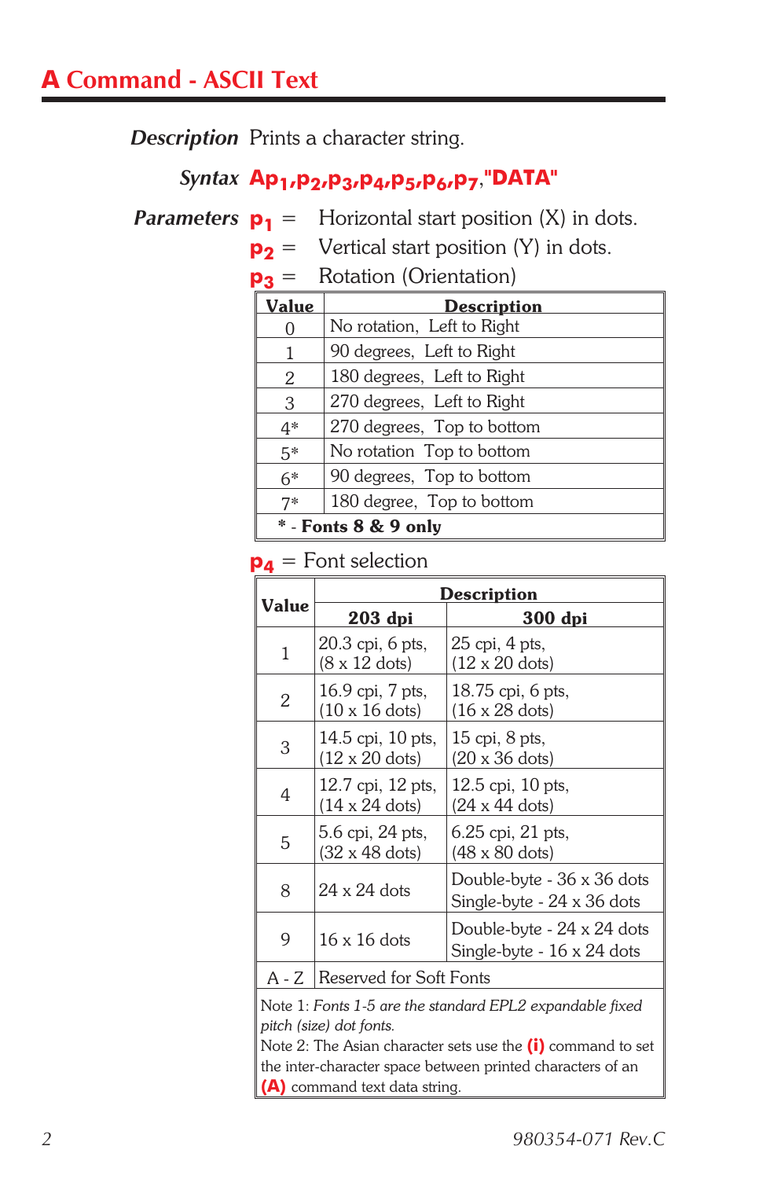# A Command - ASCII Text

***Description*** Prints a character string.

***Syntax*** **A$p_1$,$p_2$,$p_3$,$p_4$,$p_5$,$p_6$,$p_7$,"DATA"**

***Parameters*** **$p_1$** = Horizontal start position (X) in dots.

**$p_2$** = Vertical start position (Y) in dots.

**$p_3$** = Rotation (Orientation)

| Value | Description |
|---|---|
| 0 | No rotation, Left to Right |
| 1 | 90 degrees, Left to Right |
| 2 | 180 degrees, Left to Right |
| 3 | 270 degrees, Left to Right |
| 4* | 270 degrees, Top to bottom |
| 5* | No rotation Top to bottom |
| 6* | 90 degrees, Top to bottom |
| 7* | 180 degree, Top to bottom |
| * - **Fonts 8 & 9 only** | |

**$p_4$** = Font selection

| Value | Description | |
|---|---|---|
| | **203 dpi** | **300 dpi** |
| 1 | 20.3 cpi, 6 pts, (8 x 12 dots) | 25 cpi, 4 pts, (12 x 20 dots) |
| 2 | 16.9 cpi, 7 pts, (10 x 16 dots) | 18.75 cpi, 6 pts, (16 x 28 dots) |
| 3 | 14.5 cpi, 10 pts, (12 x 20 dots) | 15 cpi, 8 pts, (20 x 36 dots) |
| 4 | 12.7 cpi, 12 pts, (14 x 24 dots) | 12.5 cpi, 10 pts, (24 x 44 dots) |
| 5 | 5.6 cpi, 24 pts, (32 x 48 dots) | 6.25 cpi, 21 pts, (48 x 80 dots) |
| 8 | 24 x 24 dots | Double-byte - 36 x 36 dots Single-byte - 24 x 36 dots |
| 9 | 16 x 16 dots | Double-byte - 24 x 24 dots Single-byte - 16 x 24 dots |
| A - Z | Reserved for Soft Fonts | |

Note 1: *Fonts 1-5 are the standard EPL2 expandable fixed pitch (size) dot fonts.*

Note 2: The Asian character sets use the **(i)** command to set the inter-character space between printed characters of an **(A)** command text data string.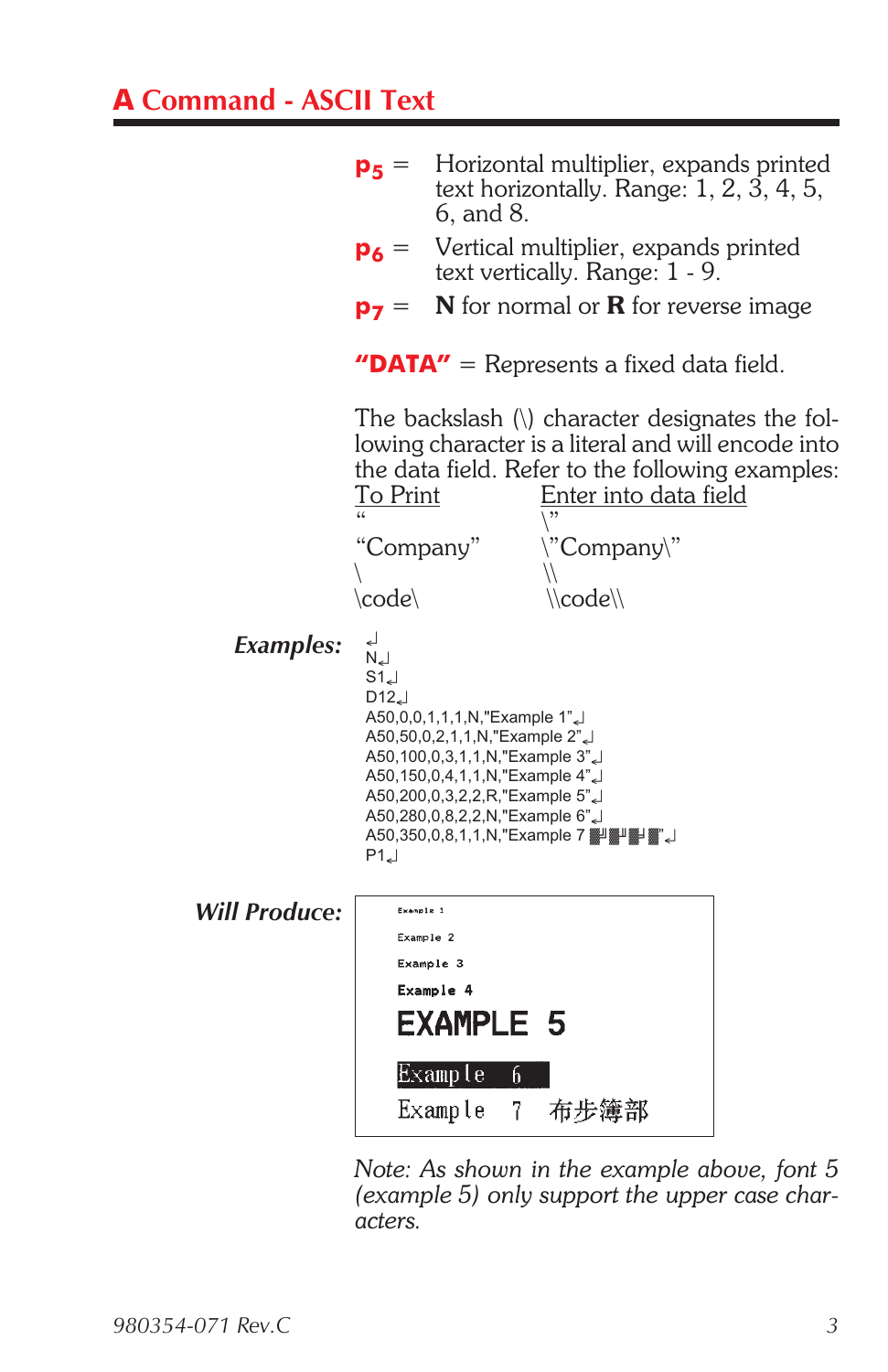## A Command - ASCII Text

**p5** = Horizontal multiplier, expands printed text horizontally. Range: 1, 2, 3, 4, 5, 6, and 8.

**p6** = Vertical multiplier, expands printed text vertically. Range: 1 - 9.

**p7** = **N** for normal or **R** for reverse image

**"DATA"** = Represents a fixed data field.

The backslash (\) character designates the following character is a literal and will encode into the data field. Refer to the following examples:

| To Print | Enter into data field |
|---|---|
| " | \" |
| "Company" | \"Company\" |
| \ | \\ |
| \code\ | \\code\\ |

***Examples:***

```
↵
N↵
S1↵
D12↵
A50,0,0,1,1,1,N,"Example 1"↵
A50,50,0,2,1,1,N,"Example 2"↵
A50,100,0,3,1,1,N,"Example 3"↵
A50,150,0,4,1,1,N,"Example 4"↵
A50,200,0,3,2,2,R,"Example 5"↵
A50,280,0,8,2,2,N,"Example 6"↵
A50,350,0,8,1,1,N,"Example 7 ▓▓▓▓"↵
P1↵
```

***Will Produce:***

```
Example 1
Example 2
Example 3
Example 4
EXAMPLE 5
Example 6
Example 7 布步簿部
```

*Note: As shown in the example above, font 5 (example 5) only support the upper case characters.*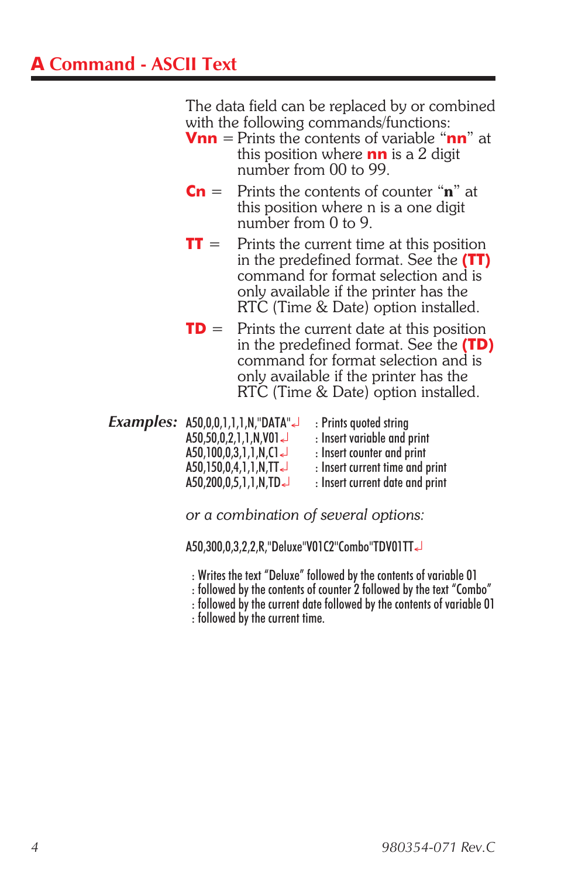## A Command - ASCII Text

The data field can be replaced by or combined with the following commands/functions:

**Vnn** = Prints the contents of variable "**nn**" at this position where **nn** is a 2 digit number from 00 to 99.

**Cn** = Prints the contents of counter "**n**" at this position where n is a one digit number from 0 to 9.

**TT** = Prints the current time at this position in the predefined format. See the **(TT)** command for format selection and is only available if the printer has the RTC (Time & Date) option installed.

**TD** = Prints the current date at this position in the predefined format. See the **(TD)** command for format selection and is only available if the printer has the RTC (Time & Date) option installed.

***Examples:***

```
A50,0,0,1,1,1,N,"DATA"↵      : Prints quoted string
A50,50,0,2,1,1,N,V01↵        : Insert variable and print
A50,100,0,3,1,1,N,C1↵        : Insert counter and print
A50,150,0,4,1,1,N,TT↵        : Insert current time and print
A50,200,0,5,1,1,N,TD↵        : Insert current date and print
```

*or a combination of several options:*

```
A50,300,0,3,2,2,R,"Deluxe"V01C2"Combo"TDV01TT↵
```

: Writes the text "Deluxe" followed by the contents of variable 01
: followed by the contents of counter 2 followed by the text "Combo"
: followed by the current date followed by the contents of variable 01
: followed by the current time.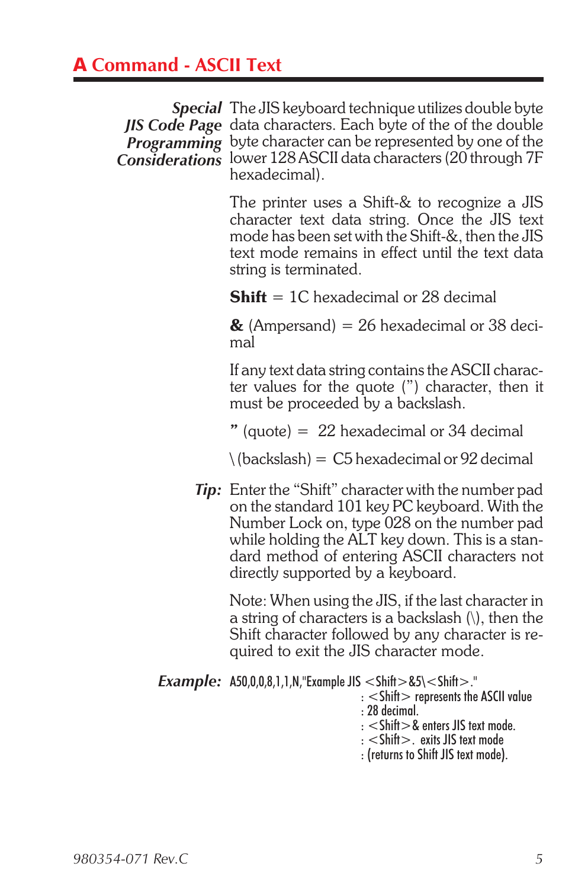## A Command - ASCII Text

***Special JIS Code Page Programming Considerations***

The JIS keyboard technique utilizes double byte data characters. Each byte of the of the double byte character can be represented by one of the lower 128 ASCII data characters (20 through 7F hexadecimal).

The printer uses a Shift-& to recognize a JIS character text data string. Once the JIS text mode has been set with the Shift-&, then the JIS text mode remains in effect until the text data string is terminated.

**Shift** = 1C hexadecimal or 28 decimal

**&** (Ampersand) = 26 hexadecimal or 38 decimal

If any text data string contains the ASCII character values for the quote (") character, then it must be proceeded by a backslash.

**"** (quote) = 22 hexadecimal or 34 decimal

\ (backslash) = C5 hexadecimal or 92 decimal

***Tip:*** Enter the "Shift" character with the number pad on the standard 101 key PC keyboard. With the Number Lock on, type 028 on the number pad while holding the ALT key down. This is a standard method of entering ASCII characters not directly supported by a keyboard.

Note: When using the JIS, if the last character in a string of characters is a backslash (\), then the Shift character followed by any character is required to exit the JIS character mode.

***Example:***

```
A50,0,0,8,1,1,N,"Example JIS <Shift>&5\<Shift>."
                                : <Shift> represents the ASCII value
                                : 28 decimal.
                                : <Shift>& enters JIS text mode.
                                : <Shift>. exits JIS text mode
                                : (returns to Shift JIS text mode).
```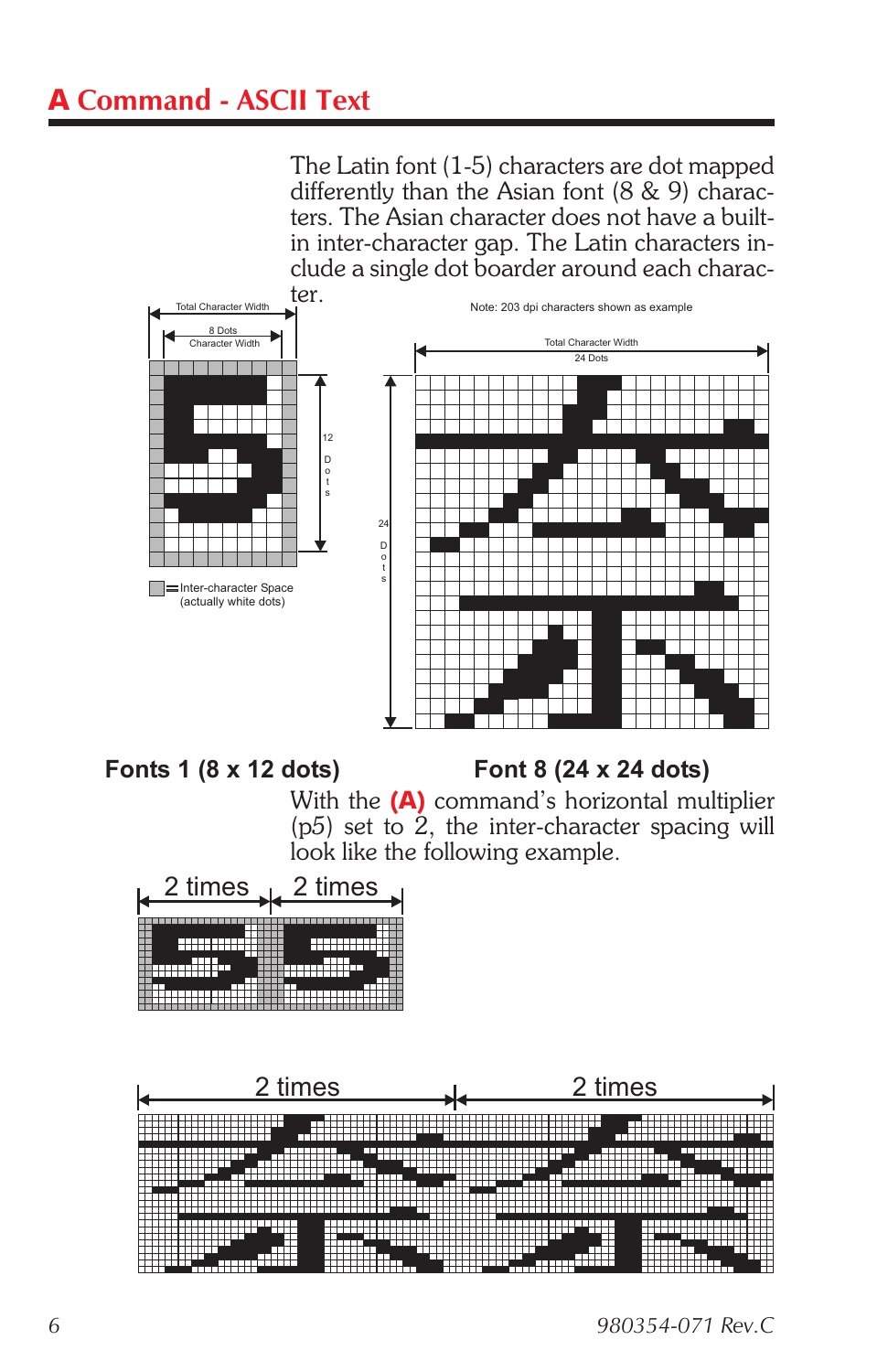# A Command - ASCII Text

The Latin font (1-5) characters are dot mapped differently than the Asian font (8 & 9) characters. The Asian character does not have a built-in inter-character gap. The Latin characters include a single dot boarder around each character.

Note: 203 dpi characters shown as example

Total Character Width

8 Dots
Character Width

12 Dots

= Inter-character Space (actually white dots)

Total Character Width
24 Dots

24 Dots

**Fonts 1 (8 x 12 dots)**

**Font 8 (24 x 24 dots)**

With the **(A)** command's horizontal multiplier (p5) set to 2, the inter-character spacing will look like the following example.

2 times 2 times

2 times 2 times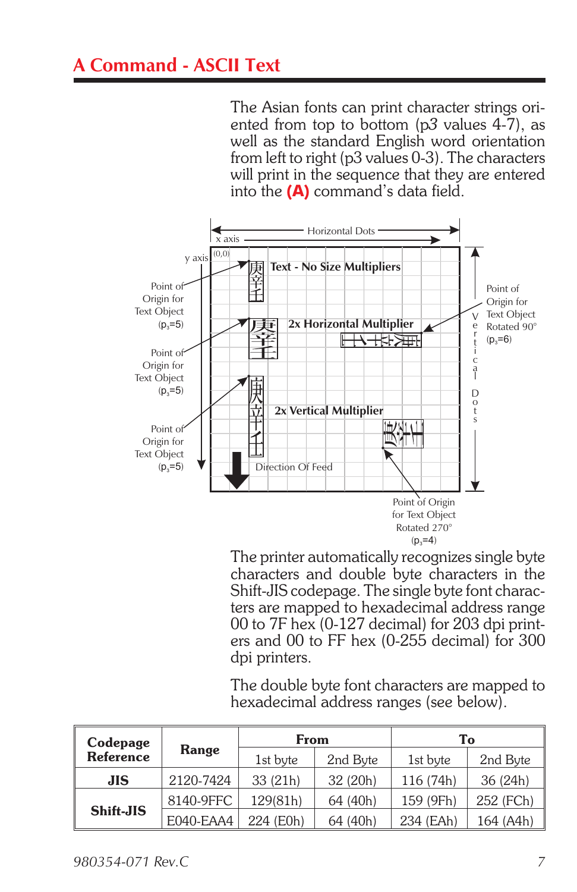## A Command - ASCII Text

The Asian fonts can print character strings oriented from top to bottom (p3 values 4-7), as well as the standard English word orientation from left to right (p3 values 0-3). The characters will print in the sequence that they are entered into the **(A)** command's data field.

The printer automatically recognizes single byte characters and double byte characters in the Shift-JIS codepage. The single byte font characters are mapped to hexadecimal address range 00 to 7F hex (0-127 decimal) for 203 dpi printers and 00 to FF hex (0-255 decimal) for 300 dpi printers.

The double byte font characters are mapped to hexadecimal address ranges (see below).

| Codepage Reference | Range | From | | To | |
|---|---|---|---|---|---|
| | | 1st byte | 2nd Byte | 1st byte | 2nd Byte |
| **JIS** | 2120-7424 | 33 (21h) | 32 (20h) | 116 (74h) | 36 (24h) |
| **Shift-JIS** | 8140-9FFC | 129(81h) | 64 (40h) | 159 (9Fh) | 252 (FCh) |
| | E040-EAA4 | 224 (E0h) | 64 (40h) | 234 (EAh) | 164 (A4h) |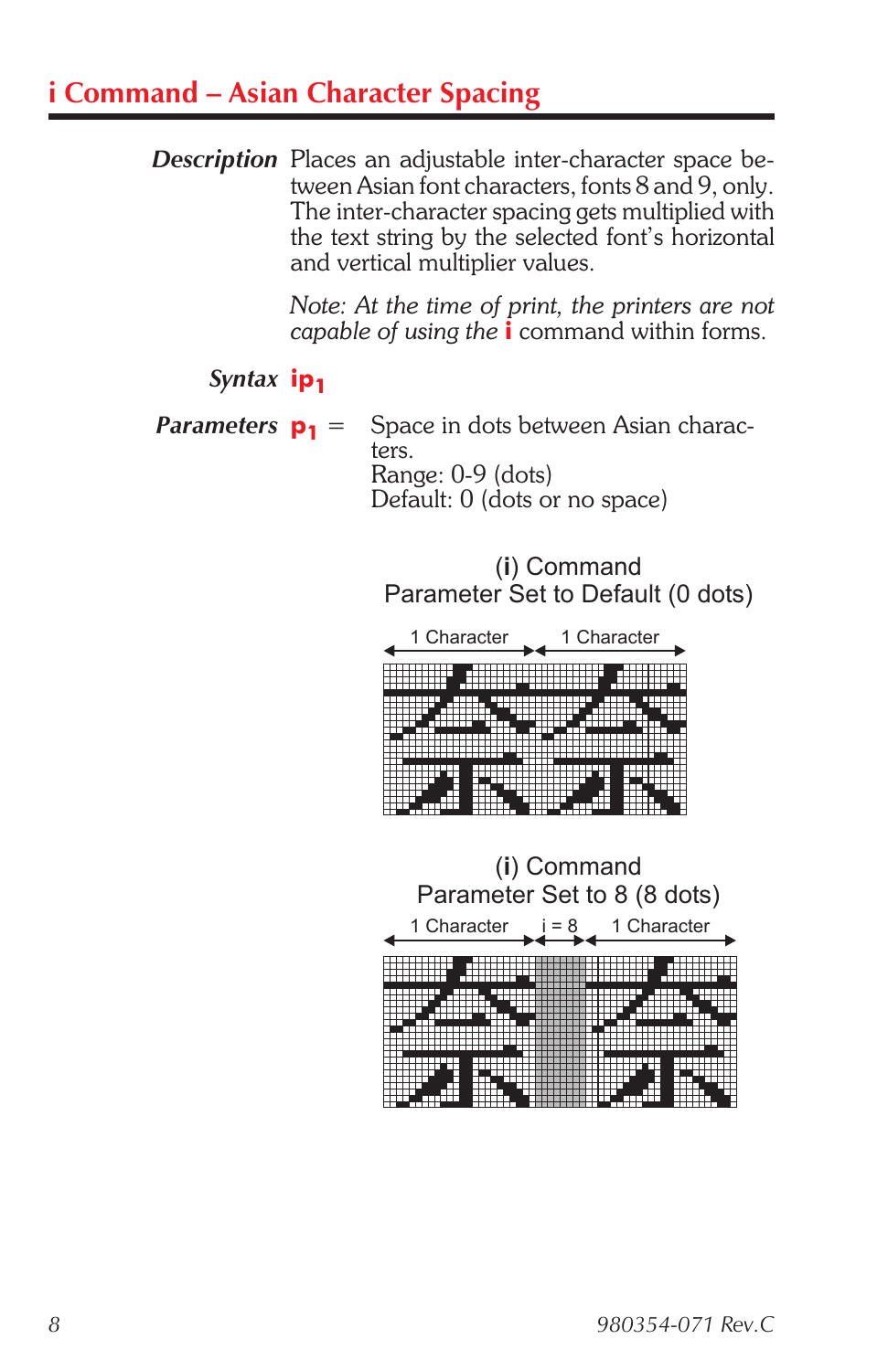## i Command – Asian Character Spacing

**Description** Places an adjustable inter-character space between Asian font characters, fonts 8 and 9, only. The inter-character spacing gets multiplied with the text string by the selected font's horizontal and vertical multiplier values.

*Note: At the time of print, the printers are not capable of using the* **i** command within forms.

**Syntax** **i**$p_1$

**Parameters** $p_1$ = Space in dots between Asian characters.
Range: 0-9 (dots)
Default: 0 (dots or no space)

(**i**) Command
Parameter Set to Default (0 dots)

1 Character 1 Character

(**i**) Command
Parameter Set to 8 (8 dots)

1 Character i = 8 1 Character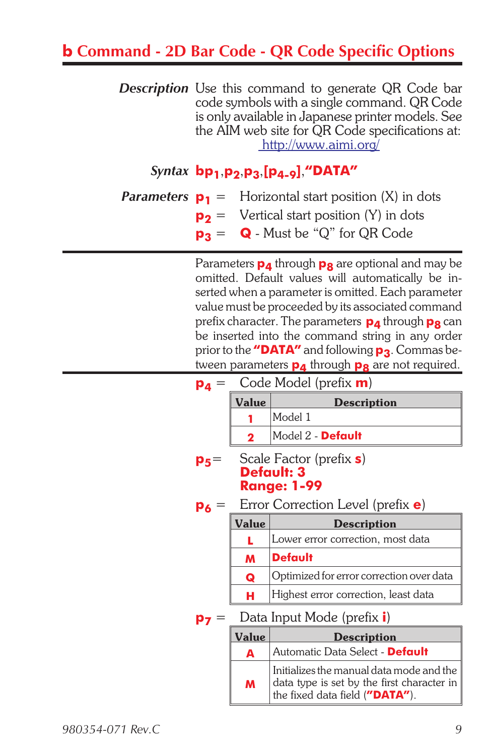# b Command - 2D Bar Code - QR Code Specific Options

***Description*** Use this command to generate QR Code bar code symbols with a single command. QR Code is only available in Japanese printer models. See the AIM web site for QR Code specifications at: http://www.aimi.org/

***Syntax*** **b$p_1$,$p_2$,$p_3$,[$p_{4-9}$],"DATA"**

***Parameters***

**$p_1$** = Horizontal start position (X) in dots

**$p_2$** = Vertical start position (Y) in dots

**$p_3$** = **Q** - Must be "Q" for QR Code

---

Parameters **$p_4$** through **$p_8$** are optional and may be omitted. Default values will automatically be inserted when a parameter is omitted. Each parameter value must be proceeded by its associated command prefix character. The parameters **$p_4$** through **$p_8$** can be inserted into the command string in any order prior to the **"DATA"** and following **$p_3$**. Commas between parameters **$p_4$** through **$p_8$** are not required.

---

**$p_4$** = Code Model (prefix **m**)

| Value | Description |
|---|---|
| **1** | Model 1 |
| **2** | Model 2 - **Default** |

**$p_5$** = Scale Factor (prefix **s**)
**Default: 3**
**Range: 1-99**

**$p_6$** = Error Correction Level (prefix **e**)

| Value | Description |
|---|---|
| **L** | Lower error correction, most data |
| **M** | **Default** |
| **Q** | Optimized for error correction over data |
| **H** | Highest error correction, least data |

**$p_7$** = Data Input Mode (prefix **i**)

| Value | Description |
|---|---|
| **A** | Automatic Data Select - **Default** |
| **M** | Initializes the manual data mode and the data type is set by the first character in the fixed data field (**"DATA"**). |

980354-071 Rev.C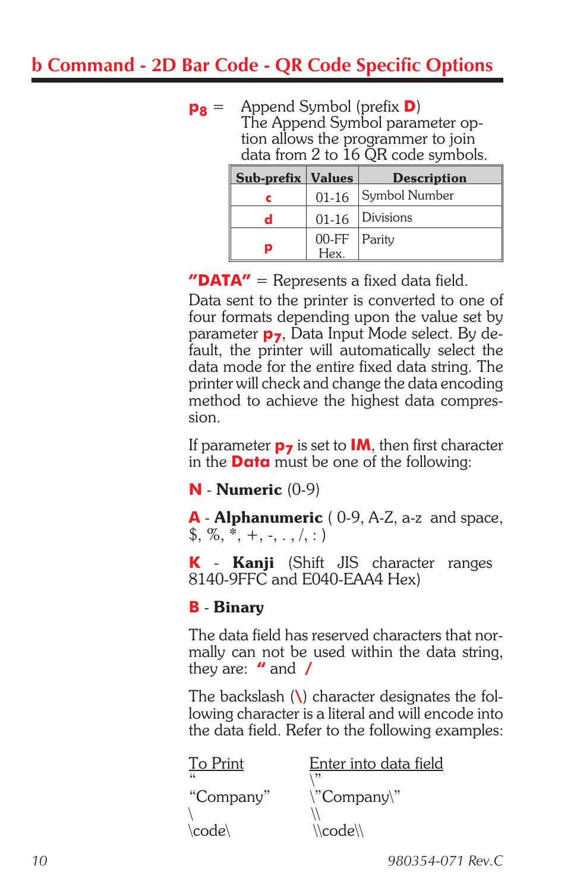## b Command - 2D Bar Code - QR Code Specific Options

**$p_8$** = Append Symbol (prefix **D**)
The Append Symbol parameter option allows the programmer to join data from 2 to 16 QR code symbols.

| Sub-prefix | Values | Description |
|---|---|---|
| **c** | 01-16 | Symbol Number |
| **d** | 01-16 | Divisions |
| **p** | 00-FF Hex. | Parity |

**"DATA"** = Represents a fixed data field.

Data sent to the printer is converted to one of four formats depending upon the value set by parameter **$p_7$**, Data Input Mode select. By default, the printer will automatically select the data mode for the entire fixed data string. The printer will check and change the data encoding method to achieve the highest data compression.

If parameter **$p_7$** is set to **IM**, then first character in the **Data** must be one of the following:

**N** - **Numeric** (0-9)

**A** - **Alphanumeric** ( 0-9, A-Z, a-z and space, $, %, *, +, -, . , /, : )

**K** - **Kanji** (Shift JIS character ranges 8140-9FFC and E040-EAA4 Hex)

**B** - **Binary**

The data field has reserved characters that normally can not be used within the data string, they are: **"** and **/**

The backslash (**\**) character designates the following character is a literal and will encode into the data field. Refer to the following examples:

| To Print | Enter into data field |
|---|---|
| " | \" |
| "Company" | \"Company\" |
| \ | \\ |
| \code\ | \\code\\ |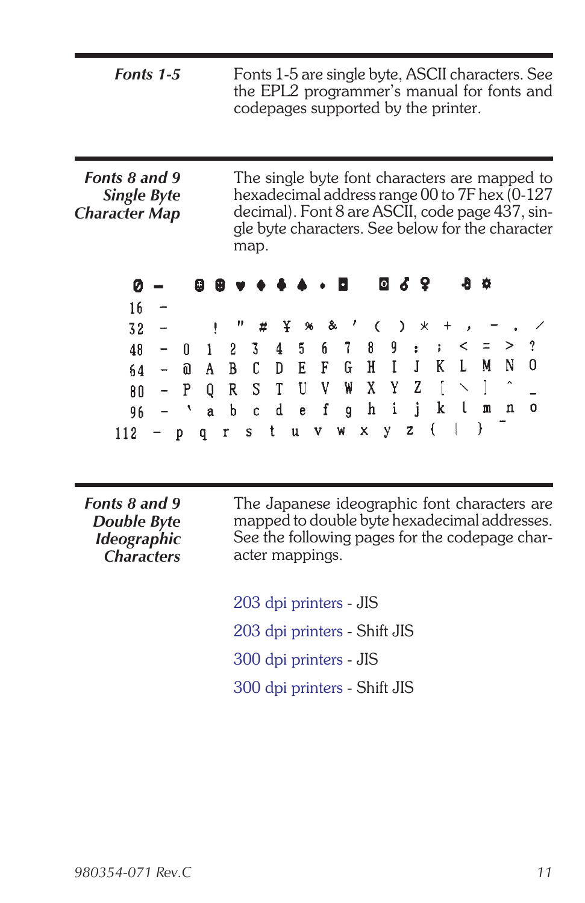**Fonts 1-5**

Fonts 1-5 are single byte, ASCII characters. See the EPL2 programmer's manual for fonts and codepages supported by the printer.

**Fonts 8 and 9 Single Byte Character Map**

The single byte font characters are mapped to hexadecimal address range 00 to 7F hex (0-127 decimal). Font 8 are ASCII, code page 437, single byte characters. See below for the character map.

```
  0 -     ☺ ☻ ♥ ♦ ♣ ♠ • ◘   ◙ ♂ ♀   ♪ ☼
 16 -
 32 -   ! " # ¥ % & ' ( ) * + , - . /
 48 - 0 1 2 3 4 5 6 7 8 9 : ; < = > ?
 64 - @ A B C D E F G H I J K L M N O
 80 - P Q R S T U V W X Y Z [ \ ] ^ _
 96 - ` a b c d e f g h i j k l m n o
112 - p q r s t u v w x y z { | } ‾
```

**Fonts 8 and 9 Double Byte Ideographic Characters**

The Japanese ideographic font characters are mapped to double byte hexadecimal addresses. See the following pages for the codepage character mappings.

203 dpi printers - JIS

203 dpi printers - Shift JIS

300 dpi printers - JIS

300 dpi printers - Shift JIS